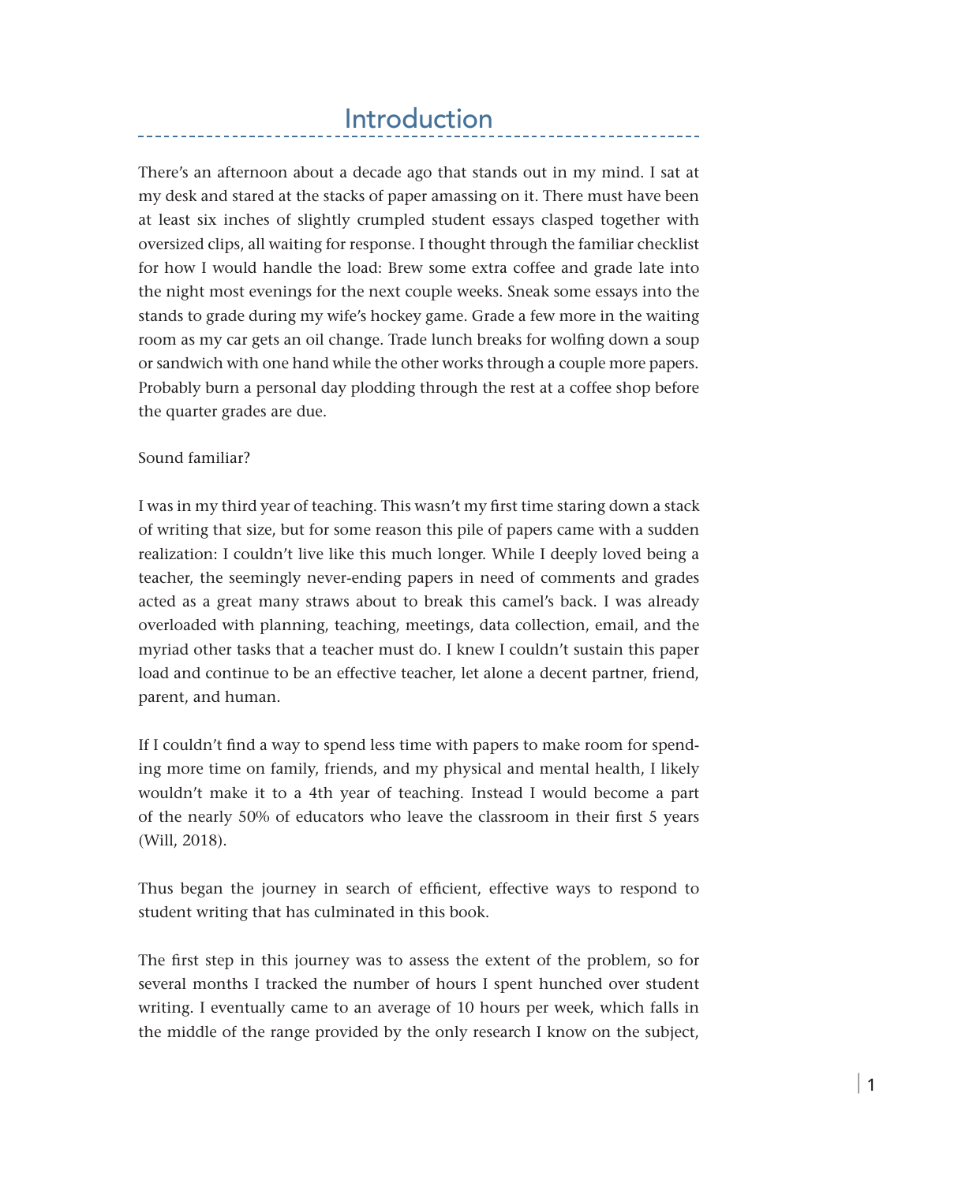# Introduction

There's an afternoon about a decade ago that stands out in my mind. I sat at my desk and stared at the stacks of paper amassing on it. There must have been at least six inches of slightly crumpled student essays clasped together with oversized clips, all waiting for response. I thought through the familiar checklist for how I would handle the load: Brew some extra coffee and grade late into the night most evenings for the next couple weeks. Sneak some essays into the stands to grade during my wife's hockey game. Grade a few more in the waiting room as my car gets an oil change. Trade lunch breaks for wolfing down a soup or sandwich with one hand while the other works through a couple more papers. Probably burn a personal day plodding through the rest at a coffee shop before the quarter grades are due.

Sound familiar?

I was in my third year of teaching. This wasn't my first time staring down a stack of writing that size, but for some reason this pile of papers came with a sudden realization: I couldn't live like this much longer. While I deeply loved being a teacher, the seemingly never-ending papers in need of comments and grades acted as a great many straws about to break this camel's back. I was already overloaded with planning, teaching, meetings, data collection, email, and the myriad other tasks that a teacher must do. I knew I couldn't sustain this paper load and continue to be an effective teacher, let alone a decent partner, friend, parent, and human.

If I couldn't find a way to spend less time with papers to make room for spending more time on family, friends, and my physical and mental health, I likely wouldn't make it to a 4th year of teaching. Instead I would become a part of the nearly 50% of educators who leave the classroom in their first 5 years (Will, 2018).

Thus began the journey in search of efficient, effective ways to respond to student writing that has culminated in this book.

The first step in this journey was to assess the extent of the problem, so for several months I tracked the number of hours I spent hunched over student writing. I eventually came to an average of 10 hours per week, which falls in the middle of the range provided by the only research I know on the subject,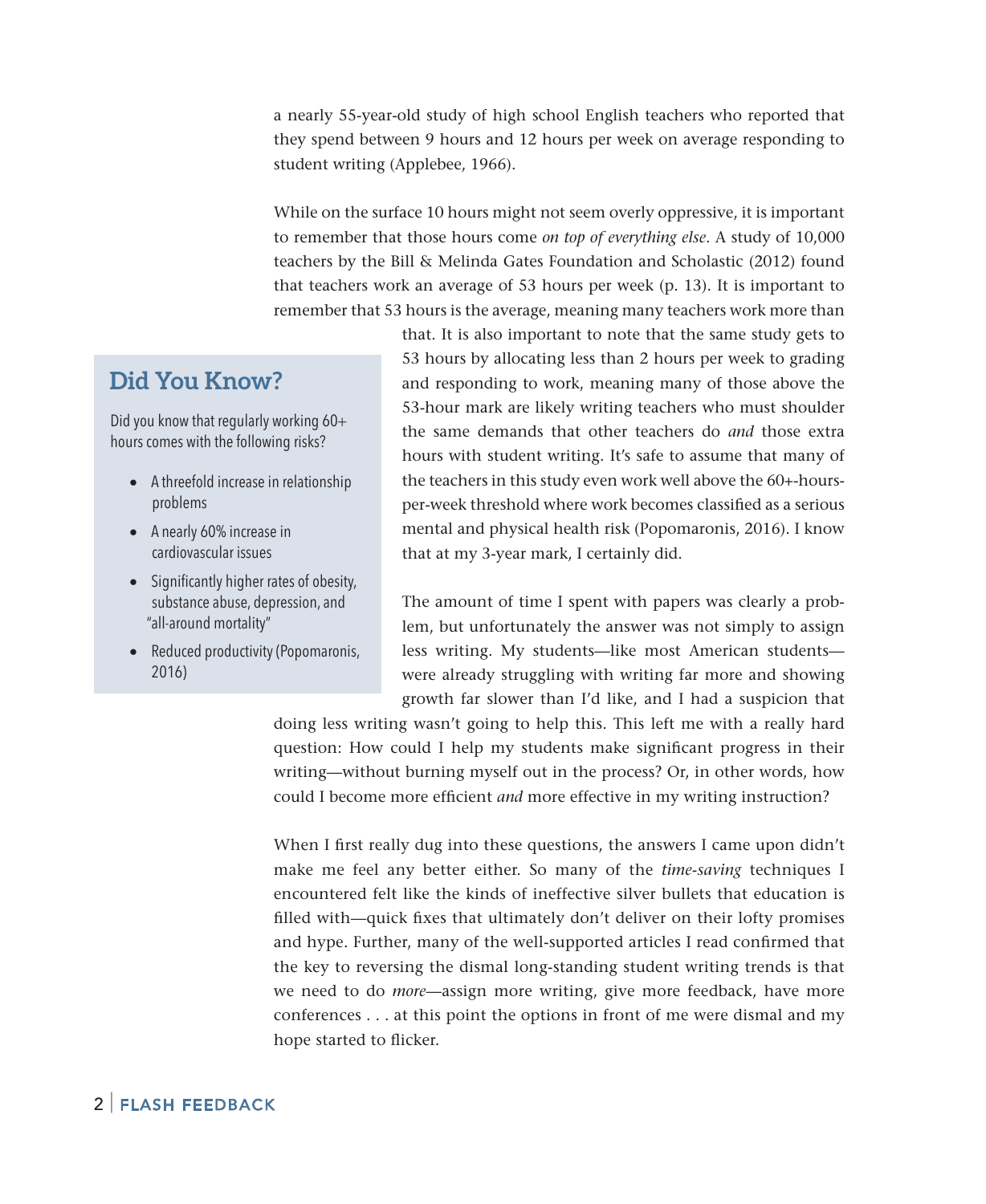a nearly 55-year-old study of high school English teachers who reported that they spend between 9 hours and 12 hours per week on average responding to student writing (Applebee, 1966).

While on the surface 10 hours might not seem overly oppressive, it is important to remember that those hours come *on top of everything else*. A study of 10,000 teachers by the Bill & Melinda Gates Foundation and Scholastic (2012) found that teachers work an average of 53 hours per week (p. 13). It is important to remember that 53 hours is the average, meaning many teachers work more than that. It is also important to note that the same study gets to 53 hours by allocating less than 2 hours per week to grading and responding to work, meaning many of those above the 53-hour mark are likely writing teachers who must shoulder the same demands that other teachers do *and* those extra hours with student writing. It's safe to assume that many of the teachers in this study even work well above the 60+-hours-per-week threshold where work becomes classified as a serious mental and physical health risk (Popomaronis, 2016). I know that at my 3-year mark, I certainly did.

> ### Did You Know?
>
> Did you know that regularly working 60+ hours comes with the following risks?
>
> - A threefold increase in relationship problems
> - A nearly 60% increase in cardiovascular issues
> - Significantly higher rates of obesity, substance abuse, depression, and "all-around mortality"
> - Reduced productivity (Popomaronis, 2016)

The amount of time I spent with papers was clearly a problem, but unfortunately the answer was not simply to assign less writing. My students—like most American students—were already struggling with writing far more and showing growth far slower than I'd like, and I had a suspicion that doing less writing wasn't going to help this. This left me with a really hard question: How could I help my students make significant progress in their writing—without burning myself out in the process? Or, in other words, how could I become more efficient *and* more effective in my writing instruction?

When I first really dug into these questions, the answers I came upon didn't make me feel any better either. So many of the *time-saving* techniques I encountered felt like the kinds of ineffective silver bullets that education is filled with—quick fixes that ultimately don't deliver on their lofty promises and hype. Further, many of the well-supported articles I read confirmed that the key to reversing the dismal long-standing student writing trends is that we need to do *more*—assign more writing, give more feedback, have more conferences . . . at this point the options in front of me were dismal and my hope started to flicker.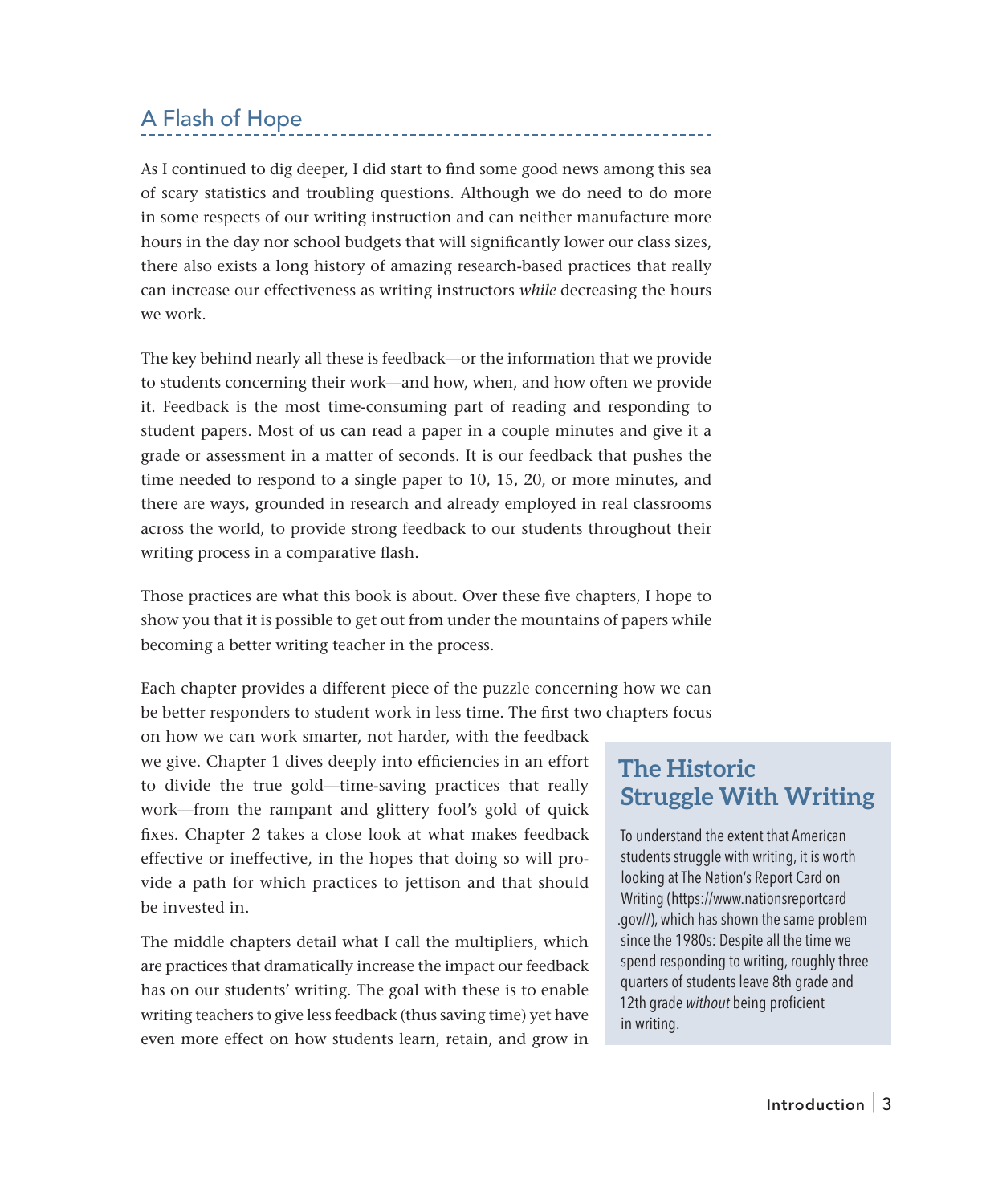## A Flash of Hope

As I continued to dig deeper, I did start to find some good news among this sea of scary statistics and troubling questions. Although we do need to do more in some respects of our writing instruction and can neither manufacture more hours in the day nor school budgets that will significantly lower our class sizes, there also exists a long history of amazing research-based practices that really can increase our effectiveness as writing instructors *while* decreasing the hours we work.

The key behind nearly all these is feedback—or the information that we provide to students concerning their work—and how, when, and how often we provide it. Feedback is the most time-consuming part of reading and responding to student papers. Most of us can read a paper in a couple minutes and give it a grade or assessment in a matter of seconds. It is our feedback that pushes the time needed to respond to a single paper to 10, 15, 20, or more minutes, and there are ways, grounded in research and already employed in real classrooms across the world, to provide strong feedback to our students throughout their writing process in a comparative flash.

Those practices are what this book is about. Over these five chapters, I hope to show you that it is possible to get out from under the mountains of papers while becoming a better writing teacher in the process.

Each chapter provides a different piece of the puzzle concerning how we can be better responders to student work in less time. The first two chapters focus on how we can work smarter, not harder, with the feedback we give. Chapter 1 dives deeply into efficiencies in an effort to divide the true gold—time-saving practices that really work—from the rampant and glittery fool's gold of quick fixes. Chapter 2 takes a close look at what makes feedback effective or ineffective, in the hopes that doing so will provide a path for which practices to jettison and that should be invested in.

The middle chapters detail what I call the multipliers, which are practices that dramatically increase the impact our feedback has on our students' writing. The goal with these is to enable writing teachers to give less feedback (thus saving time) yet have even more effect on how students learn, retain, and grow in

### The Historic Struggle With Writing

To understand the extent that American students struggle with writing, it is worth looking at The Nation's Report Card on Writing (https://www.nationsreportcard.gov//), which has shown the same problem since the 1980s: Despite all the time we spend responding to writing, roughly three quarters of students leave 8th grade and 12th grade *without* being proficient in writing.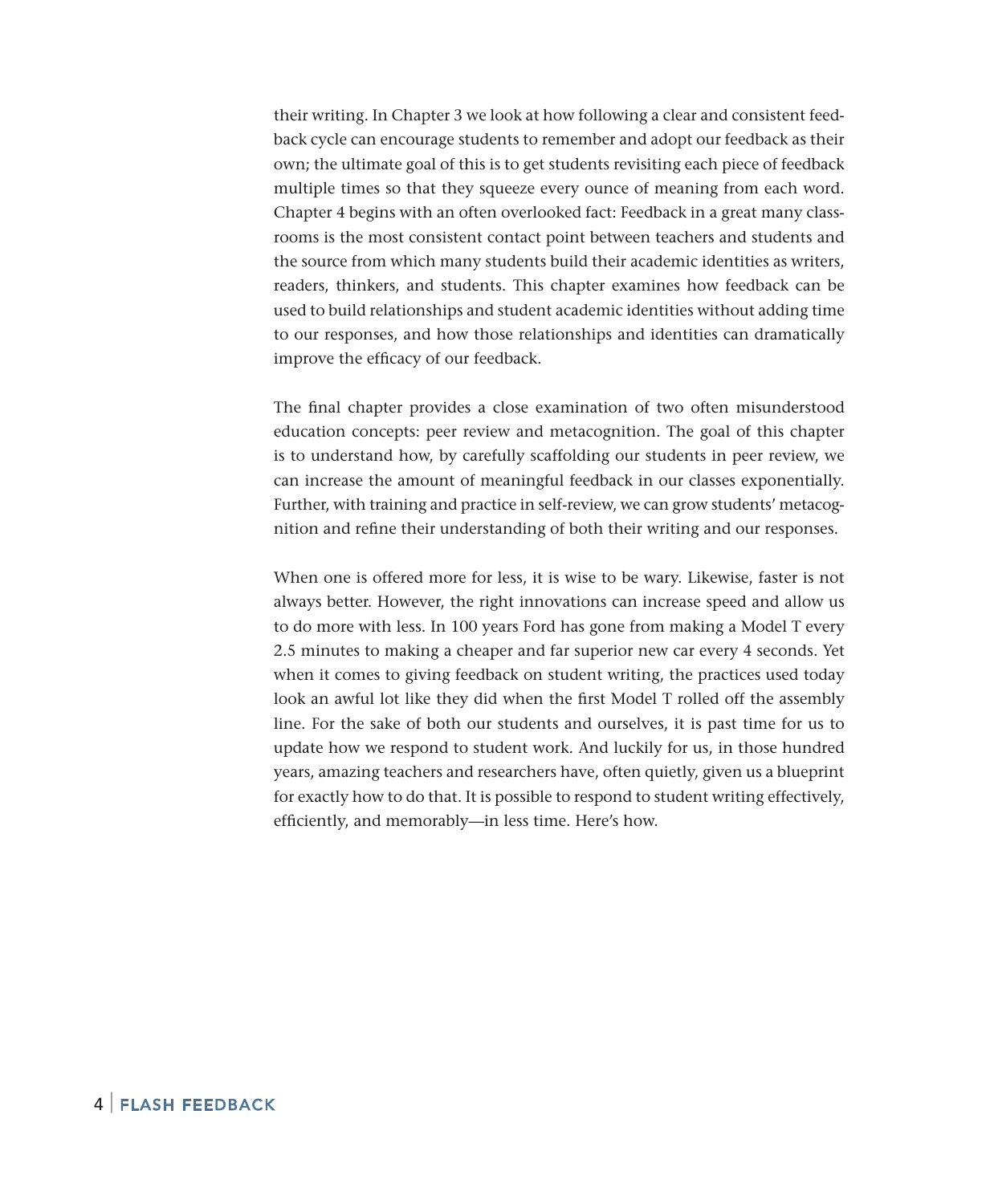their writing. In Chapter 3 we look at how following a clear and consistent feedback cycle can encourage students to remember and adopt our feedback as their own; the ultimate goal of this is to get students revisiting each piece of feedback multiple times so that they squeeze every ounce of meaning from each word. Chapter 4 begins with an often overlooked fact: Feedback in a great many classrooms is the most consistent contact point between teachers and students and the source from which many students build their academic identities as writers, readers, thinkers, and students. This chapter examines how feedback can be used to build relationships and student academic identities without adding time to our responses, and how those relationships and identities can dramatically improve the efficacy of our feedback.

The final chapter provides a close examination of two often misunderstood education concepts: peer review and metacognition. The goal of this chapter is to understand how, by carefully scaffolding our students in peer review, we can increase the amount of meaningful feedback in our classes exponentially. Further, with training and practice in self-review, we can grow students' metacognition and refine their understanding of both their writing and our responses.

When one is offered more for less, it is wise to be wary. Likewise, faster is not always better. However, the right innovations can increase speed and allow us to do more with less. In 100 years Ford has gone from making a Model T every 2.5 minutes to making a cheaper and far superior new car every 4 seconds. Yet when it comes to giving feedback on student writing, the practices used today look an awful lot like they did when the first Model T rolled off the assembly line. For the sake of both our students and ourselves, it is past time for us to update how we respond to student work. And luckily for us, in those hundred years, amazing teachers and researchers have, often quietly, given us a blueprint for exactly how to do that. It is possible to respond to student writing effectively, efficiently, and memorably—in less time. Here's how.